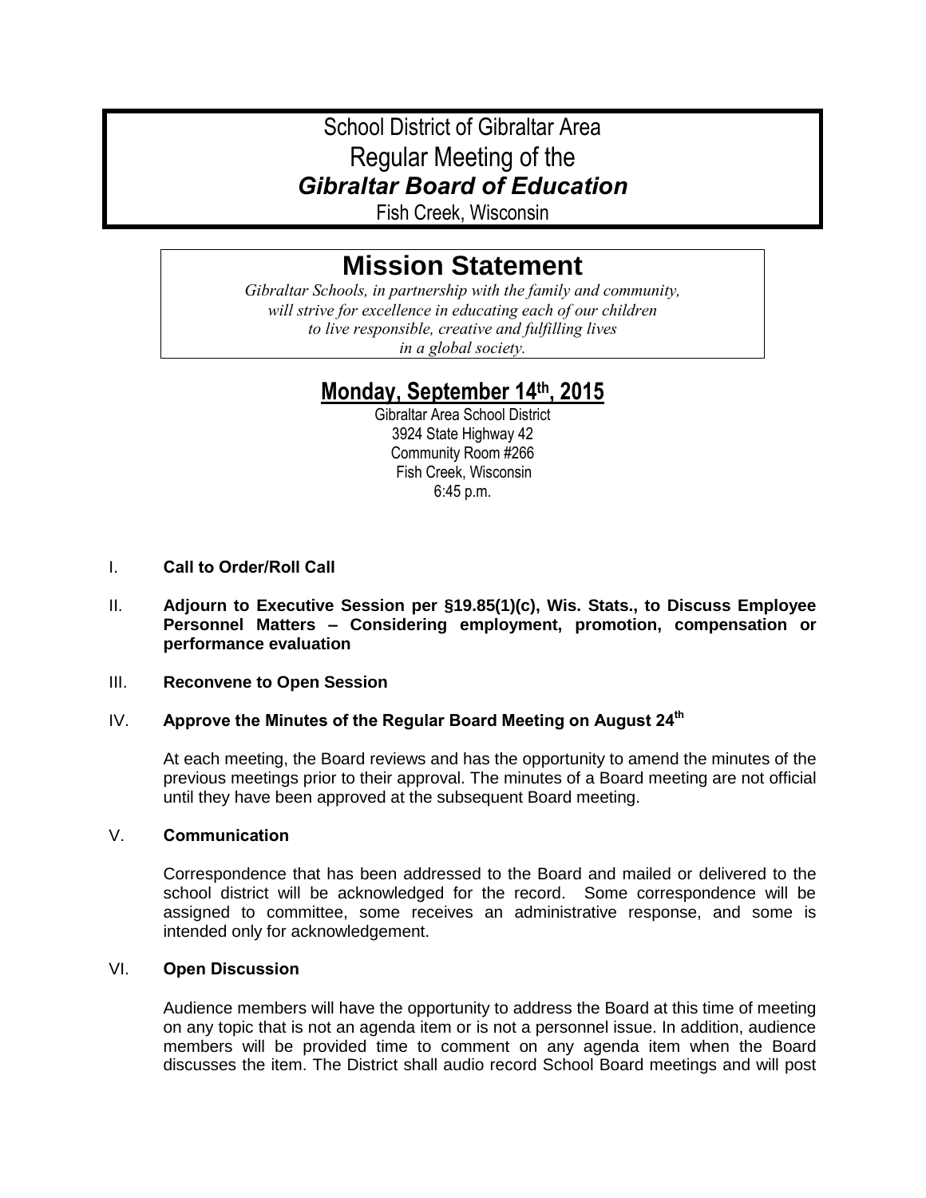# School District of Gibraltar Area
# Regular Meeting of the
# *Gibraltar Board of Education*

Fish Creek, Wisconsin

## Mission Statement

*Gibraltar Schools, in partnership with the family and community, will strive for excellence in educating each of our children to live responsible, creative and fulfilling lives in a global society.*

## Monday, September 14th, 2015

Gibraltar Area School District
3924 State Highway 42
Community Room #266
Fish Creek, Wisconsin
6:45 p.m.

I. **Call to Order/Roll Call**

II. **Adjourn to Executive Session per §19.85(1)(c), Wis. Stats., to Discuss Employee Personnel Matters – Considering employment, promotion, compensation or performance evaluation**

III. **Reconvene to Open Session**

IV. **Approve the Minutes of the Regular Board Meeting on August 24th**

At each meeting, the Board reviews and has the opportunity to amend the minutes of the previous meetings prior to their approval. The minutes of a Board meeting are not official until they have been approved at the subsequent Board meeting.

V. **Communication**

Correspondence that has been addressed to the Board and mailed or delivered to the school district will be acknowledged for the record. Some correspondence will be assigned to committee, some receives an administrative response, and some is intended only for acknowledgement.

VI. **Open Discussion**

Audience members will have the opportunity to address the Board at this time of meeting on any topic that is not an agenda item or is not a personnel issue. In addition, audience members will be provided time to comment on any agenda item when the Board discusses the item. The District shall audio record School Board meetings and will post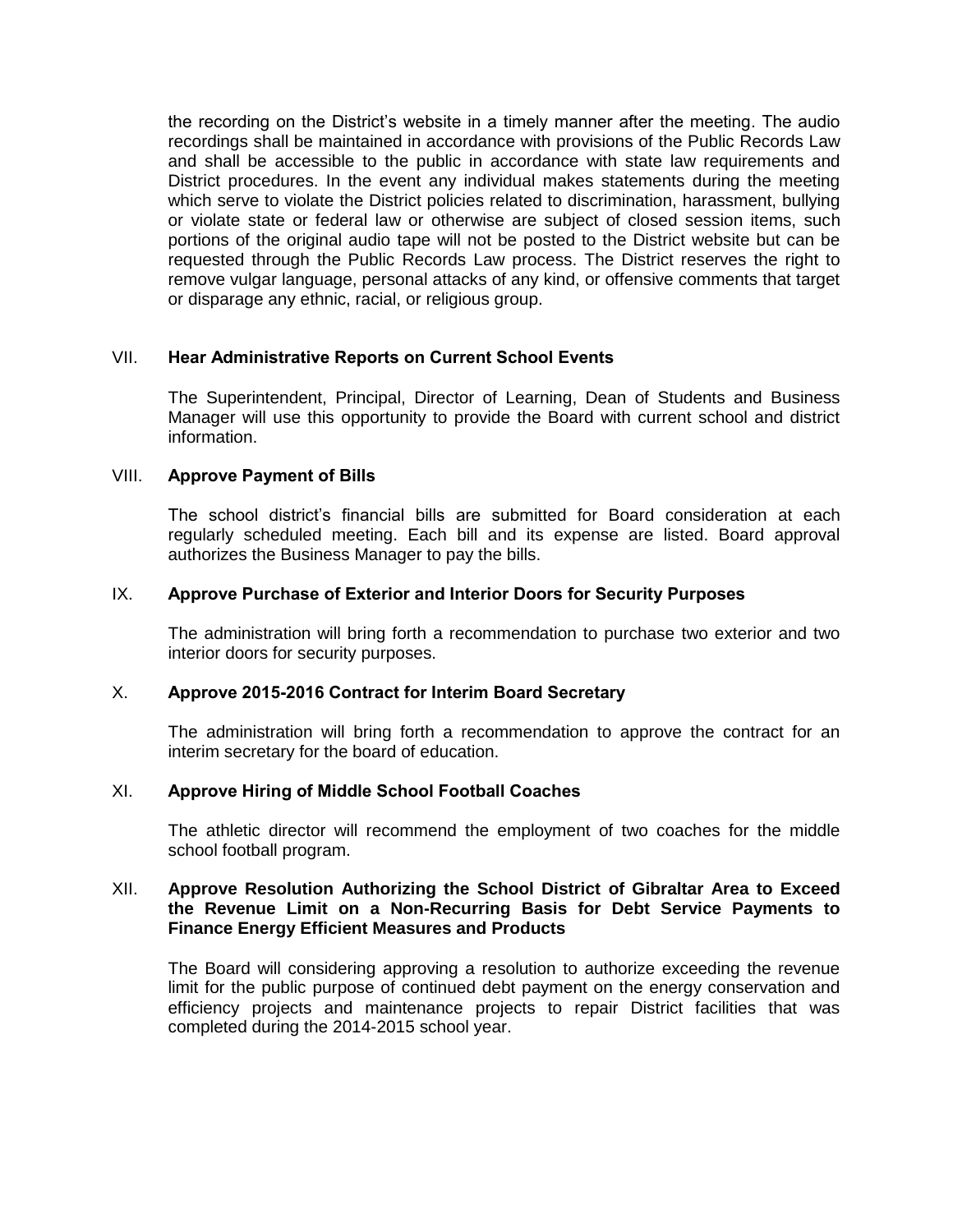the recording on the District's website in a timely manner after the meeting. The audio recordings shall be maintained in accordance with provisions of the Public Records Law and shall be accessible to the public in accordance with state law requirements and District procedures. In the event any individual makes statements during the meeting which serve to violate the District policies related to discrimination, harassment, bullying or violate state or federal law or otherwise are subject of closed session items, such portions of the original audio tape will not be posted to the District website but can be requested through the Public Records Law process. The District reserves the right to remove vulgar language, personal attacks of any kind, or offensive comments that target or disparage any ethnic, racial, or religious group.

VII. **Hear Administrative Reports on Current School Events**

The Superintendent, Principal, Director of Learning, Dean of Students and Business Manager will use this opportunity to provide the Board with current school and district information.

VIII. **Approve Payment of Bills**

The school district's financial bills are submitted for Board consideration at each regularly scheduled meeting. Each bill and its expense are listed. Board approval authorizes the Business Manager to pay the bills.

IX. **Approve Purchase of Exterior and Interior Doors for Security Purposes**

The administration will bring forth a recommendation to purchase two exterior and two interior doors for security purposes.

X. **Approve 2015-2016 Contract for Interim Board Secretary**

The administration will bring forth a recommendation to approve the contract for an interim secretary for the board of education.

XI. **Approve Hiring of Middle School Football Coaches**

The athletic director will recommend the employment of two coaches for the middle school football program.

XII. **Approve Resolution Authorizing the School District of Gibraltar Area to Exceed the Revenue Limit on a Non-Recurring Basis for Debt Service Payments to Finance Energy Efficient Measures and Products**

The Board will considering approving a resolution to authorize exceeding the revenue limit for the public purpose of continued debt payment on the energy conservation and efficiency projects and maintenance projects to repair District facilities that was completed during the 2014-2015 school year.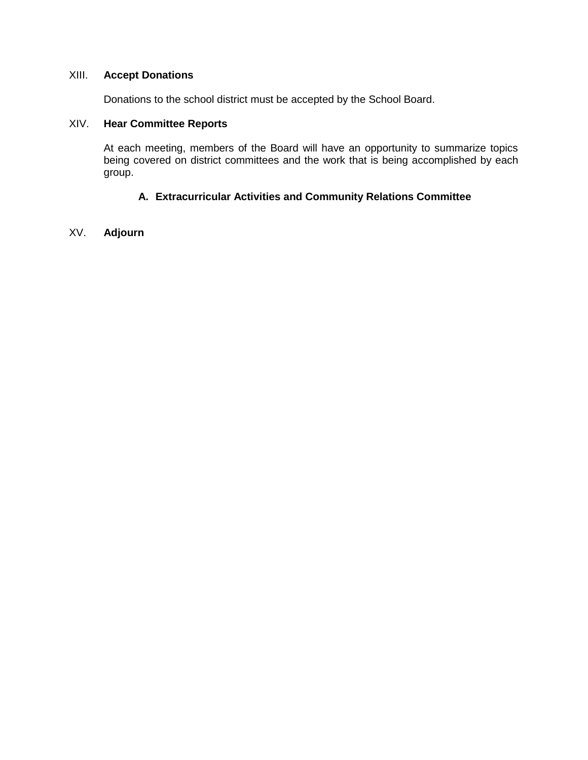XIII. **Accept Donations**

Donations to the school district must be accepted by the School Board.

XIV. **Hear Committee Reports**

At each meeting, members of the Board will have an opportunity to summarize topics being covered on district committees and the work that is being accomplished by each group.

**A. Extracurricular Activities and Community Relations Committee**

XV. **Adjourn**